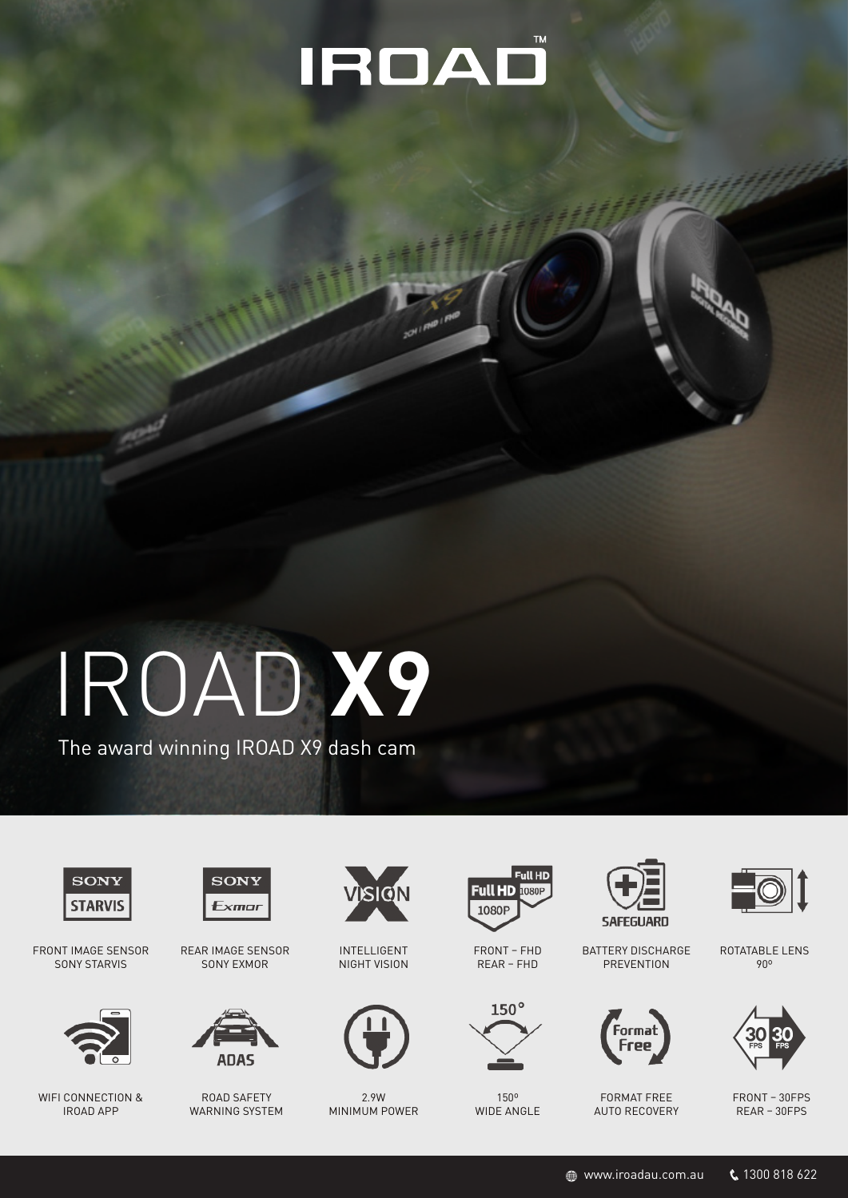# IROAD X9

The award winning IROAD X9 dash cam

- FRONT IMAGE SENSOR SONY STARVIS
- REAR IMAGE SENSOR SONY EXMOR
- INTELLIGENT NIGHT VISION
- FRONT – FHD REAR – FHD
- BATTERY DISCHARGE PREVENTION
- ROTATABLE LENS 90º
- WIFI CONNECTION & IROAD APP
- ROAD SAFETY WARNING SYSTEM
- 2.9W MINIMUM POWER
- 150º WIDE ANGLE
- FORMAT FREE AUTO RECOVERY
- FRONT – 30FPS REAR – 30FPS

www.iroadau.com.au 1300 818 622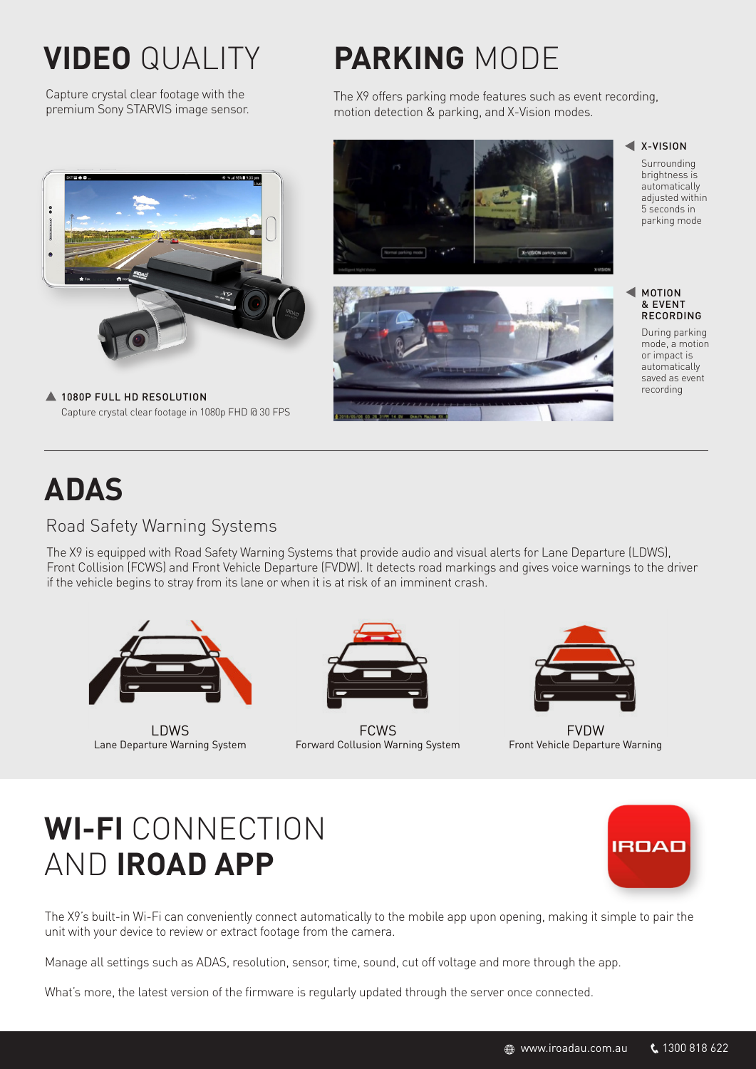# **VIDEO** QUALITY

Capture crystal clear footage with the premium Sony STARVIS image sensor.

**1080P FULL HD RESOLUTION**

Capture crystal clear footage in 1080p FHD @ 30 FPS

# **PARKING** MODE

The X9 offers parking mode features such as event recording, motion detection & parking, and X-Vision modes.

**X-VISION**

Surrounding brightness is automatically adjusted within 5 seconds in parking mode

**MOTION & EVENT RECORDING**

During parking mode, a motion or impact is automatically saved as event recording

# ADAS

## Road Safety Warning Systems

The X9 is equipped with Road Safety Warning Systems that provide audio and visual alerts for Lane Departure (LDWS), Front Collision (FCWS) and Front Vehicle Departure (FVDW). It detects road markings and gives voice warnings to the driver if the vehicle begins to stray from its lane or when it is at risk of an imminent crash.

LDWS
Lane Departure Warning System

FCWS
Forward Collusion Warning System

FVDW
Front Vehicle Departure Warning

# **WI-FI** CONNECTION AND **IROAD APP**

IROAD

The X9's built-in Wi-Fi can conveniently connect automatically to the mobile app upon opening, making it simple to pair the unit with your device to review or extract footage from the camera.

Manage all settings such as ADAS, resolution, sensor, time, sound, cut off voltage and more through the app.

What's more, the latest version of the firmware is regularly updated through the server once connected.

www.iroadau.com.au 1300 818 622